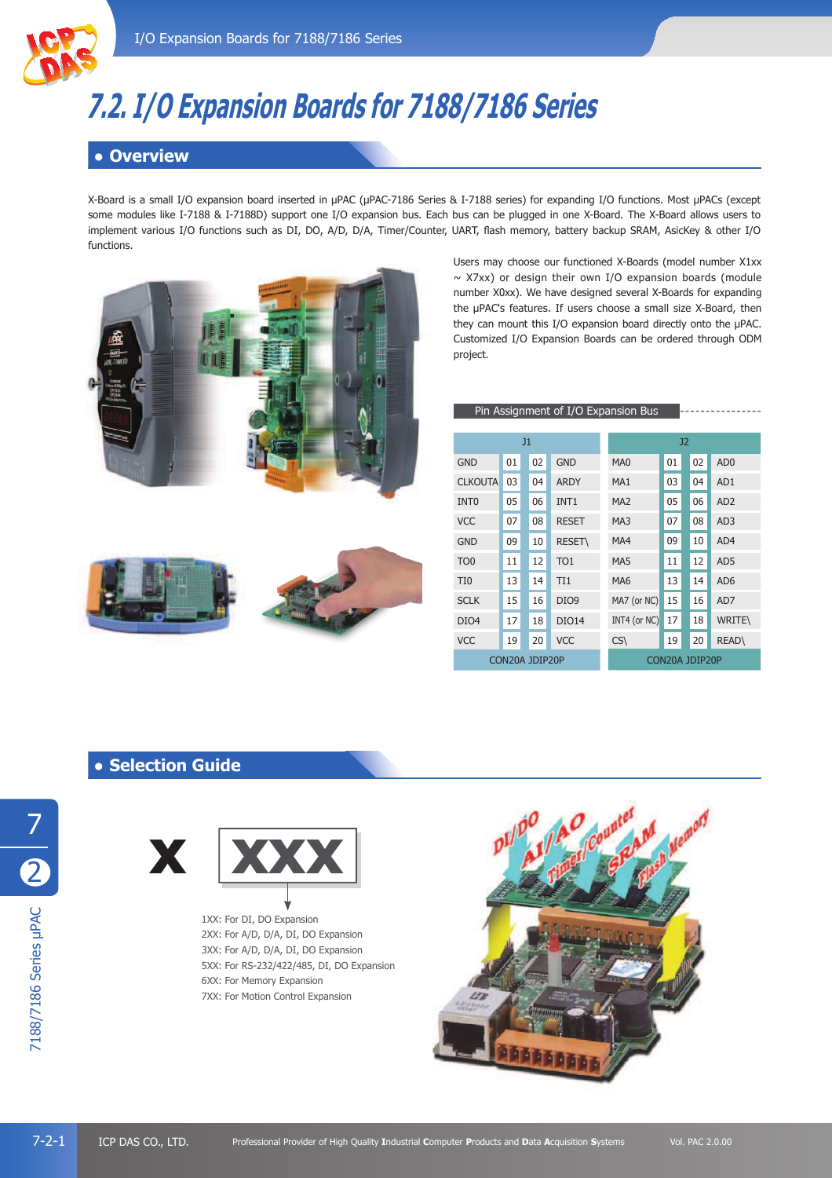# 7.2. I/O Expansion Boards for 7188/7186 Series

## Overview

X-Board is a small I/O expansion board inserted in µPAC (µPAC-7186 Series & I-7188 series) for expanding I/O functions. Most µPACs (except some modules like I-7188 & I-7188D) support one I/O expansion bus. Each bus can be plugged in one X-Board. The X-Board allows users to implement various I/O functions such as DI, DO, A/D, D/A, Timer/Counter, UART, flash memory, battery backup SRAM, AsicKey & other I/O functions.

Users may choose our functioned X-Boards (model number X1xx ~ X7xx) or design their own I/O expansion boards (module number X0xx). We have designed several X-Boards for expanding the µPAC's features. If users choose a small size X-Board, then they can mount this I/O expansion board directly onto the µPAC. Customized I/O Expansion Boards can be ordered through ODM project.

### Pin Assignment of I/O Expansion Bus

| J1 | | | | J2 | | | |
|---|---|---|---|---|---|---|---|
| GND | 01 | 02 | GND | MA0 | 01 | 02 | AD0 |
| CLKOUTA | 03 | 04 | ARDY | MA1 | 03 | 04 | AD1 |
| INT0 | 05 | 06 | INT1 | MA2 | 05 | 06 | AD2 |
| VCC | 07 | 08 | RESET | MA3 | 07 | 08 | AD3 |
| GND | 09 | 10 | RESET\ | MA4 | 09 | 10 | AD4 |
| TO0 | 11 | 12 | TO1 | MA5 | 11 | 12 | AD5 |
| TI0 | 13 | 14 | TI1 | MA6 | 13 | 14 | AD6 |
| SCLK | 15 | 16 | DIO9 | MA7 (or NC) | 15 | 16 | AD7 |
| DIO4 | 17 | 18 | DIO14 | INT4 (or NC) | 17 | 18 | WRITE\ |
| VCC | 19 | 20 | VCC | CS\ | 19 | 20 | READ\ |
| CON20A JDIP20P | | | | CON20A JDIP20P | | | |

## Selection Guide

**X XXX**

1XX: For DI, DO Expansion
2XX: For A/D, D/A, DI, DO Expansion
3XX: For A/D, D/A, DI, DO Expansion
5XX: For RS-232/422/485, DI, DO Expansion
6XX: For Memory Expansion
7XX: For Motion Control Expansion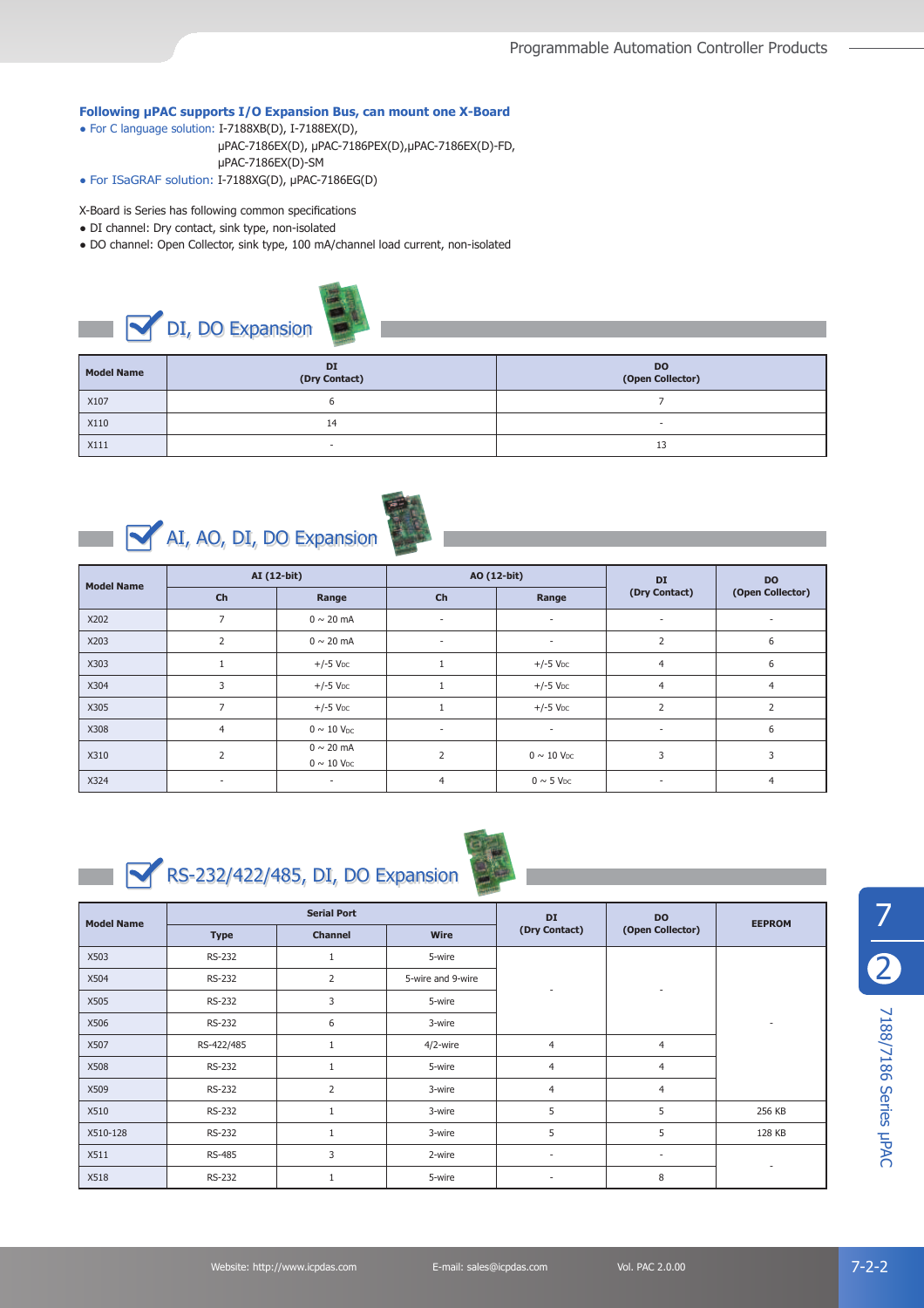**Following µPAC supports I/O Expansion Bus, can mount one X-Board**

- For C language solution: I-7188XB(D), I-7188EX(D), µPAC-7186EX(D), µPAC-7186PEX(D),µPAC-7186EX(D)-FD, µPAC-7186EX(D)-SM
- For ISaGRAF solution: I-7188XG(D), µPAC-7186EG(D)

X-Board is Series has following common specifications

- DI channel: Dry contact, sink type, non-isolated
- DO channel: Open Collector, sink type, 100 mA/channel load current, non-isolated

## DI, DO Expansion

| Model Name | DI (Dry Contact) | DO (Open Collector) |
|---|---|---|
| X107 | 6 | 7 |
| X110 | 14 | - |
| X111 | - | 13 |

## AI, AO, DI, DO Expansion

| Model Name | AI (12-bit) | | AO (12-bit) | | DI (Dry Contact) | DO (Open Collector) |
|---|---|---|---|---|---|---|
| | Ch | Range | Ch | Range | | |
| X202 | 7 | 0 ~ 20 mA | - | - | - | - |
| X203 | 2 | 0 ~ 20 mA | - | - | 2 | 6 |
| X303 | 1 | +/-5 VDC | 1 | +/-5 VDC | 4 | 6 |
| X304 | 3 | +/-5 VDC | 1 | +/-5 VDC | 4 | 4 |
| X305 | 7 | +/-5 VDC | 1 | +/-5 VDC | 2 | 2 |
| X308 | 4 | 0 ~ 10 VDC | - | - | - | 6 |
| X310 | 2 | 0 ~ 20 mA<br>0 ~ 10 VDC | 2 | 0 ~ 10 VDC | 3 | 3 |
| X324 | - | - | 4 | 0 ~ 5 VDC | - | 4 |

## RS-232/422/485, DI, DO Expansion

| Model Name | Serial Port | | | DI (Dry Contact) | DO (Open Collector) | EEPROM |
|---|---|---|---|---|---|---|
| | Type | Channel | Wire | | | |
| X503 | RS-232 | 1 | 5-wire | - | - | - |
| X504 | RS-232 | 2 | 5-wire and 9-wire | | | |
| X505 | RS-232 | 3 | 5-wire | | | |
| X506 | RS-232 | 6 | 3-wire | | | |
| X507 | RS-422/485 | 1 | 4/2-wire | 4 | 4 | |
| X508 | RS-232 | 1 | 5-wire | 4 | 4 | |
| X509 | RS-232 | 2 | 3-wire | 4 | 4 | |
| X510 | RS-232 | 1 | 3-wire | 5 | 5 | 256 KB |
| X510-128 | RS-232 | 1 | 3-wire | 5 | 5 | 128 KB |
| X511 | RS-485 | 3 | 2-wire | - | - | - |
| X518 | RS-232 | 1 | 5-wire | - | 8 | |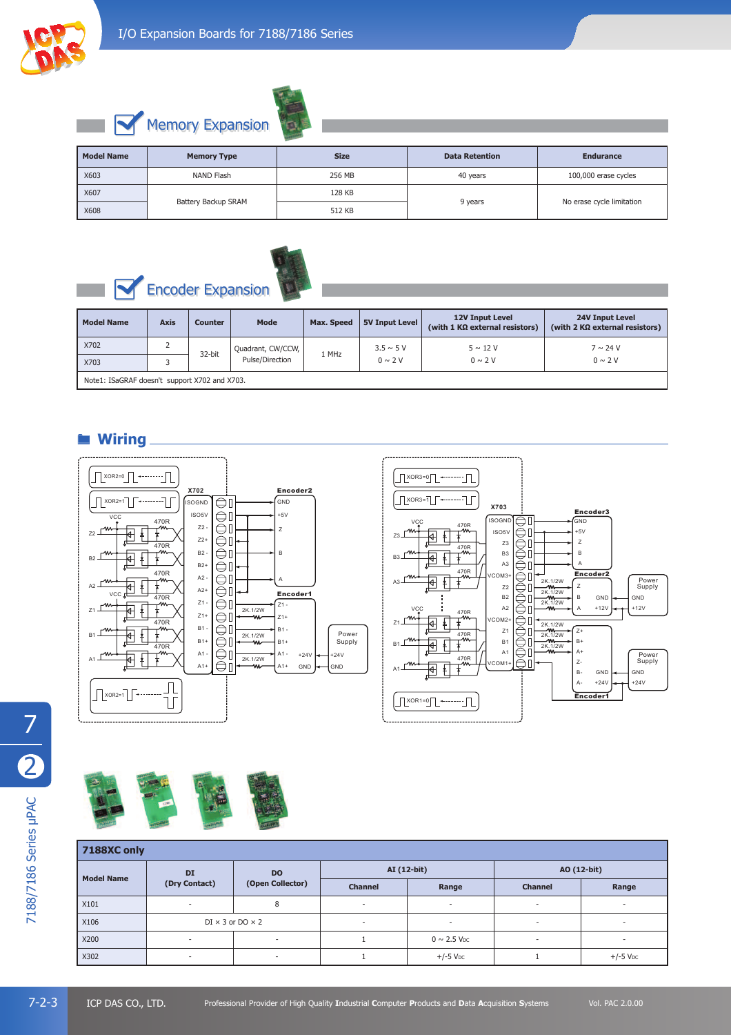## Memory Expansion

| Model Name | Memory Type | Size | Data Retention | Endurance |
|---|---|---|---|---|
| X603 | NAND Flash | 256 MB | 40 years | 100,000 erase cycles |
| X607 | Battery Backup SRAM | 128 KB | 9 years | No erase cycle limitation |
| X608 | | 512 KB | | |

## Encoder Expansion

| Model Name | Axis | Counter | Mode | Max. Speed | 5V Input Level | 12V Input Level (with 1 KΩ external resistors) | 24V Input Level (with 2 KΩ external resistors) |
|---|---|---|---|---|---|---|---|
| X702 | 2 | 32-bit | Quadrant, CW/CCW, Pulse/Direction | 1 MHz | 3.5 ~ 5 V<br>0 ~ 2 V | 5 ~ 12 V<br>0 ~ 2 V | 7 ~ 24 V<br>0 ~ 2 V |
| X703 | 3 | | | | | | |

Note1: ISaGRAF doesn't support X702 and X703.

## Wiring

XOR2=0 XOR2=1 XOR2=1 X702 Encoder2 Encoder1 ISOGND ISO5V Z2 - Z2+ B2 - B2+ A2 - A2+ Z1 - Z1+ B1 - B1+ A1 - A1+ GND +5V Z B A VCC 470R 2K.1/2W Power Supply +24V GND

XOR3=0 XOR3=1 XOR1=0 X703 Encoder3 Encoder2 Encoder1 ISOGND ISO5V Z3 B3 A3 VCOM3+ Z2 B2 A2 VCOM2+ Z1 B1 A1 VCOM1+ GND +5V Z B A Z+ B+ A+ Z- B- A- +12V +24V VCC 470R 2K.1/2W Power Supply GND +12V +24V

## 7188XC only

| Model Name | DI (Dry Contact) | DO (Open Collector) | AI (12-bit) | | AO (12-bit) | |
|---|---|---|---|---|---|---|
| | | | Channel | Range | Channel | Range |
| X101 | - | 8 | - | - | - | - |
| X106 | DI × 3 or DO × 2 | | - | - | - | - |
| X200 | - | - | 1 | 0 ~ 2.5 $V_{DC}$ | - | - |
| X302 | - | - | 1 | +/-5 $V_{DC}$ | 1 | +/-5 $V_{DC}$ |